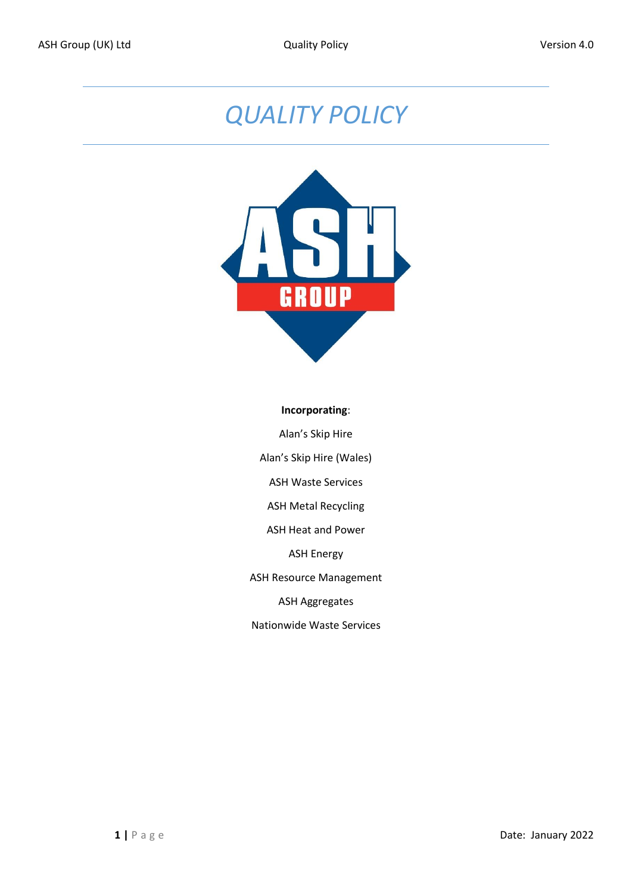# QUALITY POLICY

**Incorporating**:

Alan's Skip Hire

Alan's Skip Hire (Wales)

ASH Waste Services

ASH Metal Recycling

ASH Heat and Power

ASH Energy

ASH Resource Management

ASH Aggregates

Nationwide Waste Services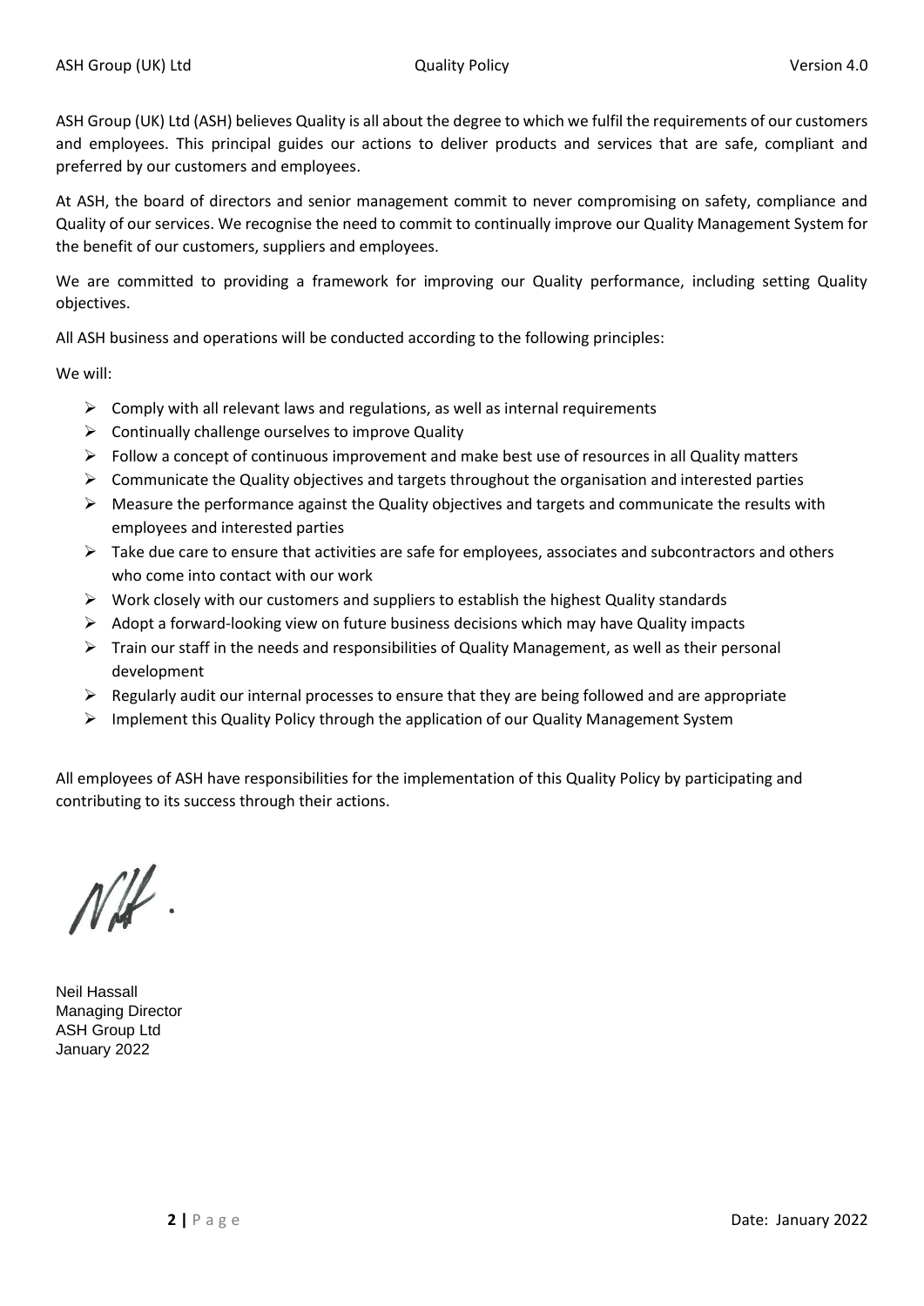ASH Group (UK) Ltd (ASH) believes Quality is all about the degree to which we fulfil the requirements of our customers and employees. This principal guides our actions to deliver products and services that are safe, compliant and preferred by our customers and employees.

At ASH, the board of directors and senior management commit to never compromising on safety, compliance and Quality of our services. We recognise the need to commit to continually improve our Quality Management System for the benefit of our customers, suppliers and employees.

We are committed to providing a framework for improving our Quality performance, including setting Quality objectives.

All ASH business and operations will be conducted according to the following principles:

We will:

- Comply with all relevant laws and regulations, as well as internal requirements
- Continually challenge ourselves to improve Quality
- Follow a concept of continuous improvement and make best use of resources in all Quality matters
- Communicate the Quality objectives and targets throughout the organisation and interested parties
- Measure the performance against the Quality objectives and targets and communicate the results with employees and interested parties
- Take due care to ensure that activities are safe for employees, associates and subcontractors and others who come into contact with our work
- Work closely with our customers and suppliers to establish the highest Quality standards
- Adopt a forward-looking view on future business decisions which may have Quality impacts
- Train our staff in the needs and responsibilities of Quality Management, as well as their personal development
- Regularly audit our internal processes to ensure that they are being followed and are appropriate
- Implement this Quality Policy through the application of our Quality Management System

All employees of ASH have responsibilities for the implementation of this Quality Policy by participating and contributing to its success through their actions.

Neil Hassall
Managing Director
ASH Group Ltd
January 2022